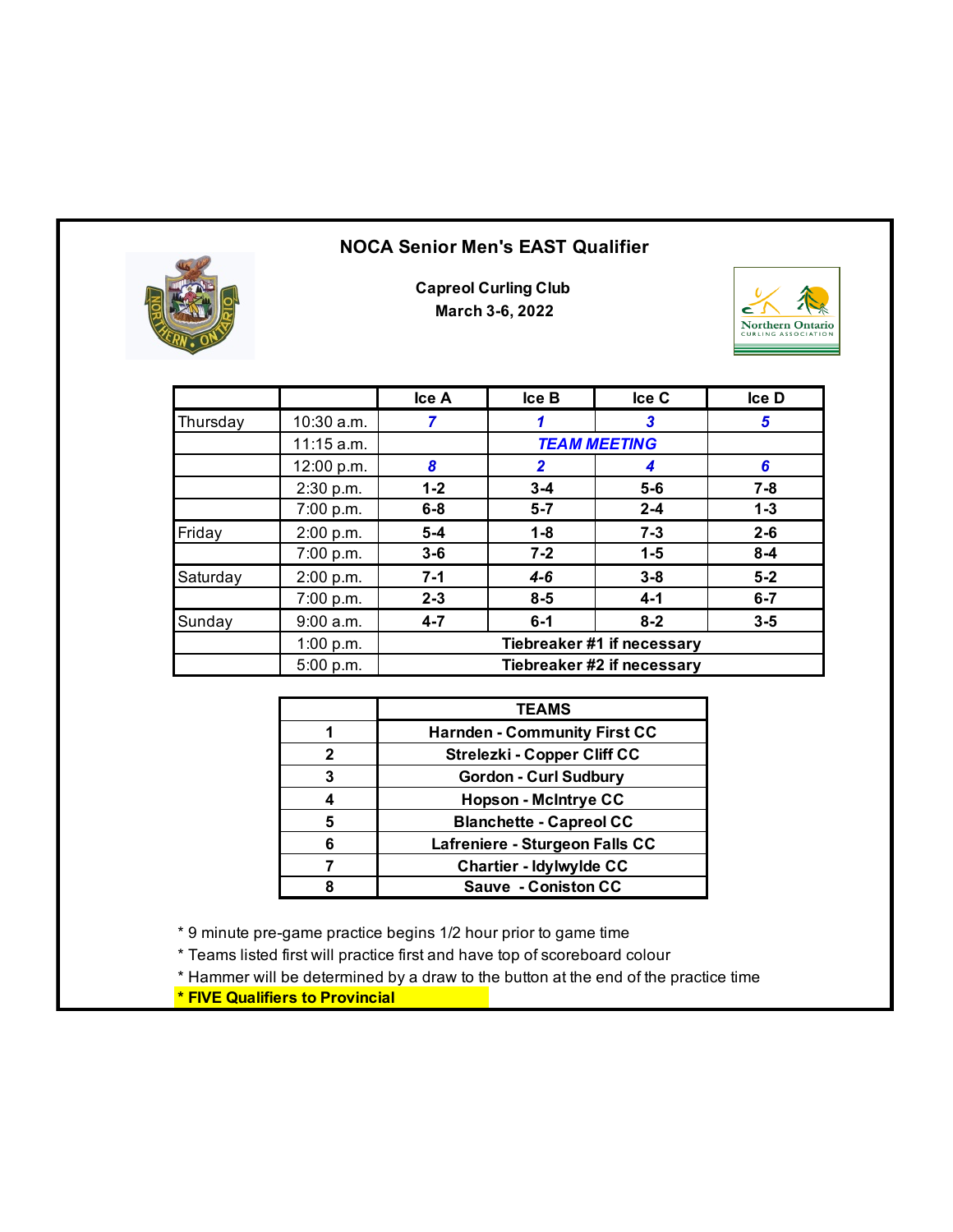# NOCA Senior Men's EAST Qualifier

**Capreol Curling Club**
**March 3-6, 2022**

| | | Ice A | Ice B | Ice C | Ice D |
|---|---|---|---|---|---|
| Thursday | 10:30 a.m. | *7* | *1* | *3* | *5* |
| | 11:15 a.m. | | *TEAM MEETING* | | |
| | 12:00 p.m. | *8* | *2* | *4* | *6* |
| | 2:30 p.m. | 1-2 | 3-4 | 5-6 | 7-8 |
| | 7:00 p.m. | 6-8 | 5-7 | 2-4 | 1-3 |
| Friday | 2:00 p.m. | 5-4 | 1-8 | 7-3 | 2-6 |
| | 7:00 p.m. | 3-6 | 7-2 | 1-5 | 8-4 |
| Saturday | 2:00 p.m. | 7-1 | 4-6 | 3-8 | 5-2 |
| | 7:00 p.m. | 2-3 | 8-5 | 4-1 | 6-7 |
| Sunday | 9:00 a.m. | 4-7 | 6-1 | 8-2 | 3-5 |
| | 1:00 p.m. | Tiebreaker #1 if necessary | | | |
| | 5:00 p.m. | Tiebreaker #2 if necessary | | | |

| | TEAMS |
|---|---|
| 1 | Harnden - Community First CC |
| 2 | Strelezki - Copper Cliff CC |
| 3 | Gordon - Curl Sudbury |
| 4 | Hopson - McIntrye CC |
| 5 | Blanchette - Capreol CC |
| 6 | Lafreniere - Sturgeon Falls CC |
| 7 | Chartier - Idylwylde CC |
| 8 | Sauve - Coniston CC |

* 9 minute pre-game practice begins 1/2 hour prior to game time
* Teams listed first will practice first and have top of scoreboard colour
* Hammer will be determined by a draw to the button at the end of the practice time
* **FIVE Qualifiers to Provincial**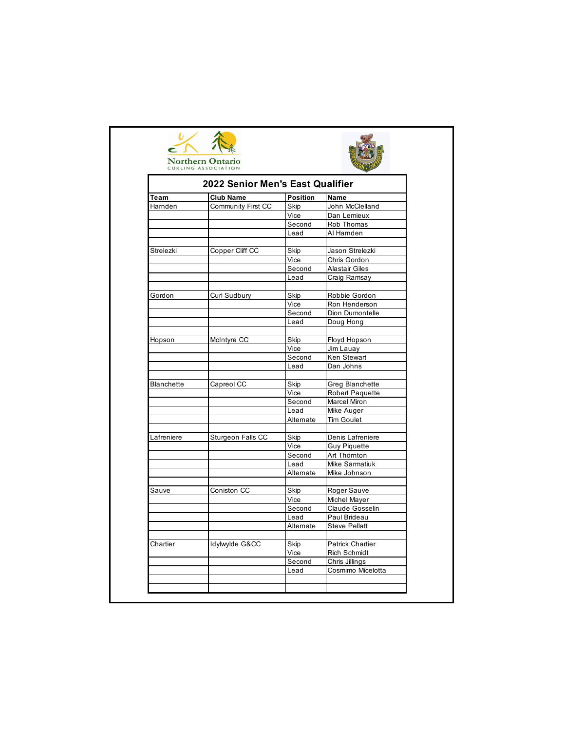Northern Ontario
CURLING ASSOCIATION

## 2022 Senior Men's East Qualifier

| Team | Club Name | Position | Name |
|---|---|---|---|
| Hamden | Community First CC | Skip | John McClelland |
| | | Vice | Dan Lemieux |
| | | Second | Rob Thomas |
| | | Lead | Al Hamden |
| | | | |
| Strelezki | Copper Cliff CC | Skip | Jason Strelezki |
| | | Vice | Chris Gordon |
| | | Second | Alastair Giles |
| | | Lead | Craig Ramsay |
| | | | |
| Gordon | Curl Sudbury | Skip | Robbie Gordon |
| | | Vice | Ron Henderson |
| | | Second | Dion Dumontelle |
| | | Lead | Doug Hong |
| | | | |
| Hopson | McIntyre CC | Skip | Floyd Hopson |
| | | Vice | Jim Lauay |
| | | Second | Ken Stewart |
| | | Lead | Dan Johns |
| | | | |
| Blanchette | Capreol CC | Skip | Greg Blanchette |
| | | Vice | Robert Paquette |
| | | Second | Marcel Miron |
| | | Lead | Mike Auger |
| | | Alternate | Tim Goulet |
| | | | |
| Lafreniere | Sturgeon Falls CC | Skip | Denis Lafreniere |
| | | Vice | Guy Piquette |
| | | Second | Art Thornton |
| | | Lead | Mike Sarmatiuk |
| | | Alternate | Mike Johnson |
| | | | |
| Sauve | Coniston CC | Skip | Roger Sauve |
| | | Vice | Michel Mayer |
| | | Second | Claude Gosselin |
| | | Lead | Paul Brideau |
| | | Alternate | Steve Pellatt |
| | | | |
| Chartier | Idylwylde G&CC | Skip | Patrick Chartier |
| | | Vice | Rich Schmidt |
| | | Second | Chris Jillings |
| | | Lead | Cosmimo Micelotta |
| | | | |
| | | | |